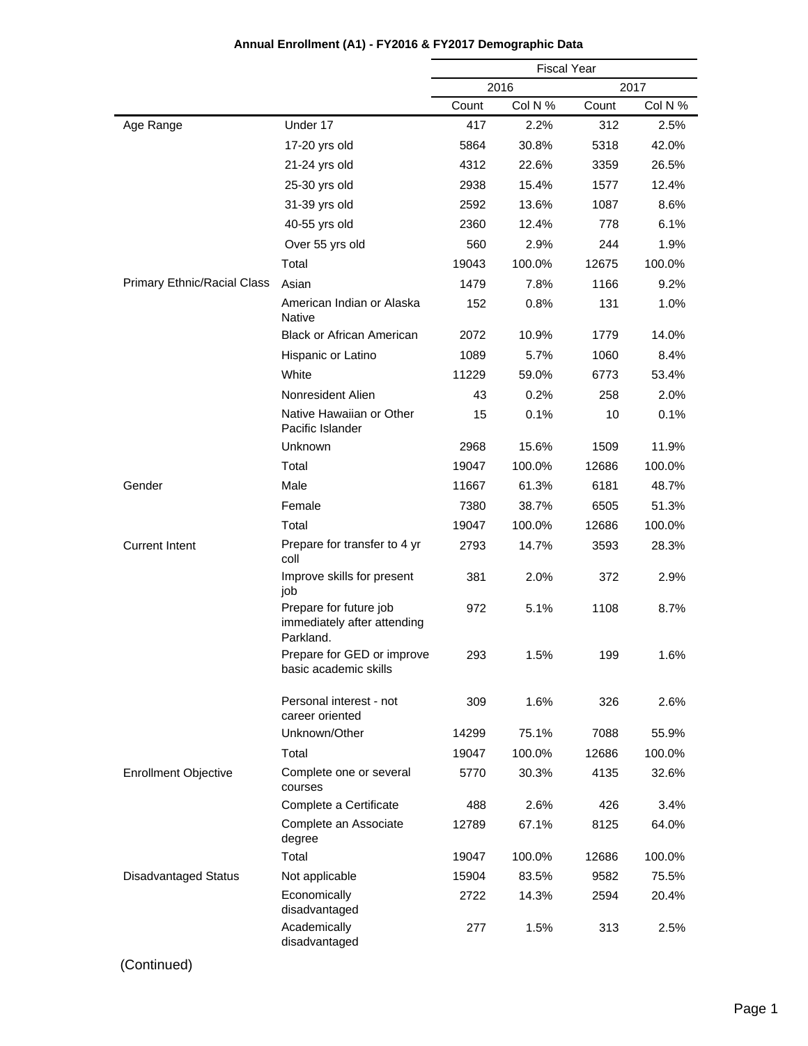**Annual Enrollment (A1) - FY2016 & FY2017 Demographic Data**

| | | Fiscal Year | | | |
|---|---|---|---|---|---|
| | | 2016 | | 2017 | |
| | | Count | Col N % | Count | Col N % |
| Age Range | Under 17 | 417 | 2.2% | 312 | 2.5% |
| | 17-20 yrs old | 5864 | 30.8% | 5318 | 42.0% |
| | 21-24 yrs old | 4312 | 22.6% | 3359 | 26.5% |
| | 25-30 yrs old | 2938 | 15.4% | 1577 | 12.4% |
| | 31-39 yrs old | 2592 | 13.6% | 1087 | 8.6% |
| | 40-55 yrs old | 2360 | 12.4% | 778 | 6.1% |
| | Over 55 yrs old | 560 | 2.9% | 244 | 1.9% |
| | Total | 19043 | 100.0% | 12675 | 100.0% |
| Primary Ethnic/Racial Class | Asian | 1479 | 7.8% | 1166 | 9.2% |
| | American Indian or Alaska Native | 152 | 0.8% | 131 | 1.0% |
| | Black or African American | 2072 | 10.9% | 1779 | 14.0% |
| | Hispanic or Latino | 1089 | 5.7% | 1060 | 8.4% |
| | White | 11229 | 59.0% | 6773 | 53.4% |
| | Nonresident Alien | 43 | 0.2% | 258 | 2.0% |
| | Native Hawaiian or Other Pacific Islander | 15 | 0.1% | 10 | 0.1% |
| | Unknown | 2968 | 15.6% | 1509 | 11.9% |
| | Total | 19047 | 100.0% | 12686 | 100.0% |
| Gender | Male | 11667 | 61.3% | 6181 | 48.7% |
| | Female | 7380 | 38.7% | 6505 | 51.3% |
| | Total | 19047 | 100.0% | 12686 | 100.0% |
| Current Intent | Prepare for transfer to 4 yr coll | 2793 | 14.7% | 3593 | 28.3% |
| | Improve skills for present job | 381 | 2.0% | 372 | 2.9% |
| | Prepare for future job immediately after attending Parkland. | 972 | 5.1% | 1108 | 8.7% |
| | Prepare for GED or improve basic academic skills | 293 | 1.5% | 199 | 1.6% |
| | Personal interest - not career oriented | 309 | 1.6% | 326 | 2.6% |
| | Unknown/Other | 14299 | 75.1% | 7088 | 55.9% |
| | Total | 19047 | 100.0% | 12686 | 100.0% |
| Enrollment Objective | Complete one or several courses | 5770 | 30.3% | 4135 | 32.6% |
| | Complete a Certificate | 488 | 2.6% | 426 | 3.4% |
| | Complete an Associate degree | 12789 | 67.1% | 8125 | 64.0% |
| | Total | 19047 | 100.0% | 12686 | 100.0% |
| Disadvantaged Status | Not applicable | 15904 | 83.5% | 9582 | 75.5% |
| | Economically disadvantaged | 2722 | 14.3% | 2594 | 20.4% |
| | Academically disadvantaged | 277 | 1.5% | 313 | 2.5% |

(Continued)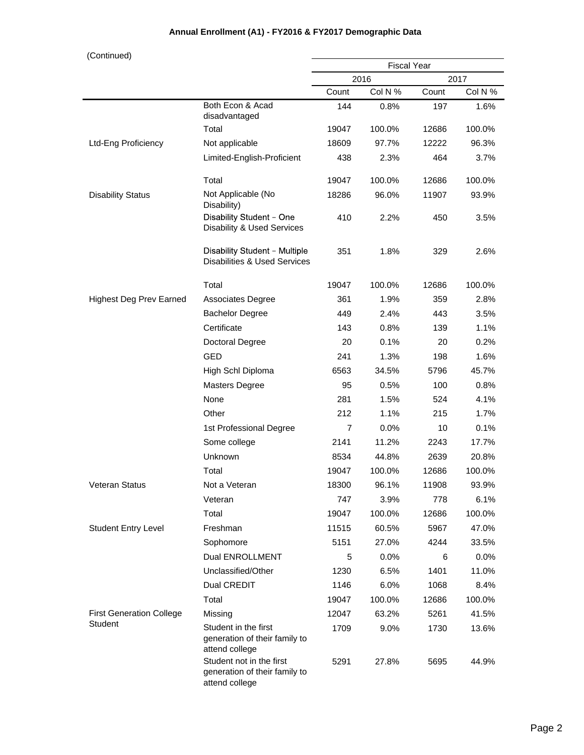**Annual Enrollment (A1) - FY2016 & FY2017 Demographic Data**

(Continued)

| | | Fiscal Year | | | |
|---|---|---|---|---|---|
| | | 2016 | | 2017 | |
| | | Count | Col N % | Count | Col N % |
| | Both Econ & Acad disadvantaged | 144 | 0.8% | 197 | 1.6% |
| | Total | 19047 | 100.0% | 12686 | 100.0% |
| Ltd-Eng Proficiency | Not applicable | 18609 | 97.7% | 12222 | 96.3% |
| | Limited-English-Proficient | 438 | 2.3% | 464 | 3.7% |
| | Total | 19047 | 100.0% | 12686 | 100.0% |
| Disability Status | Not Applicable (No Disability) | 18286 | 96.0% | 11907 | 93.9% |
| | Disability Student - One Disability & Used Services | 410 | 2.2% | 450 | 3.5% |
| | Disability Student - Multiple Disabilities & Used Services | 351 | 1.8% | 329 | 2.6% |
| | Total | 19047 | 100.0% | 12686 | 100.0% |
| Highest Deg Prev Earned | Associates Degree | 361 | 1.9% | 359 | 2.8% |
| | Bachelor Degree | 449 | 2.4% | 443 | 3.5% |
| | Certificate | 143 | 0.8% | 139 | 1.1% |
| | Doctoral Degree | 20 | 0.1% | 20 | 0.2% |
| | GED | 241 | 1.3% | 198 | 1.6% |
| | High Schl Diploma | 6563 | 34.5% | 5796 | 45.7% |
| | Masters Degree | 95 | 0.5% | 100 | 0.8% |
| | None | 281 | 1.5% | 524 | 4.1% |
| | Other | 212 | 1.1% | 215 | 1.7% |
| | 1st Professional Degree | 7 | 0.0% | 10 | 0.1% |
| | Some college | 2141 | 11.2% | 2243 | 17.7% |
| | Unknown | 8534 | 44.8% | 2639 | 20.8% |
| | Total | 19047 | 100.0% | 12686 | 100.0% |
| Veteran Status | Not a Veteran | 18300 | 96.1% | 11908 | 93.9% |
| | Veteran | 747 | 3.9% | 778 | 6.1% |
| | Total | 19047 | 100.0% | 12686 | 100.0% |
| Student Entry Level | Freshman | 11515 | 60.5% | 5967 | 47.0% |
| | Sophomore | 5151 | 27.0% | 4244 | 33.5% |
| | Dual ENROLLMENT | 5 | 0.0% | 6 | 0.0% |
| | Unclassified/Other | 1230 | 6.5% | 1401 | 11.0% |
| | Dual CREDIT | 1146 | 6.0% | 1068 | 8.4% |
| | Total | 19047 | 100.0% | 12686 | 100.0% |
| First Generation College Student | Missing | 12047 | 63.2% | 5261 | 41.5% |
| | Student in the first generation of their family to attend college | 1709 | 9.0% | 1730 | 13.6% |
| | Student not in the first generation of their family to attend college | 5291 | 27.8% | 5695 | 44.9% |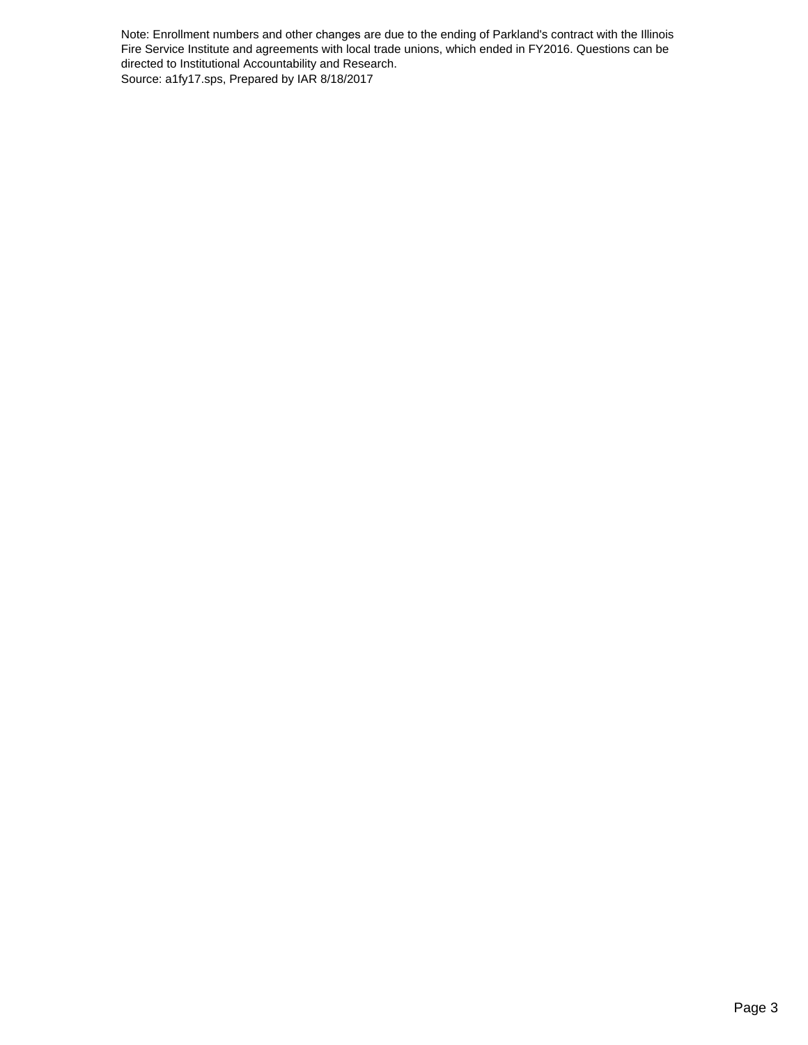Note: Enrollment numbers and other changes are due to the ending of Parkland's contract with the Illinois Fire Service Institute and agreements with local trade unions, which ended in FY2016. Questions can be directed to Institutional Accountability and Research.

Source: a1fy17.sps, Prepared by IAR 8/18/2017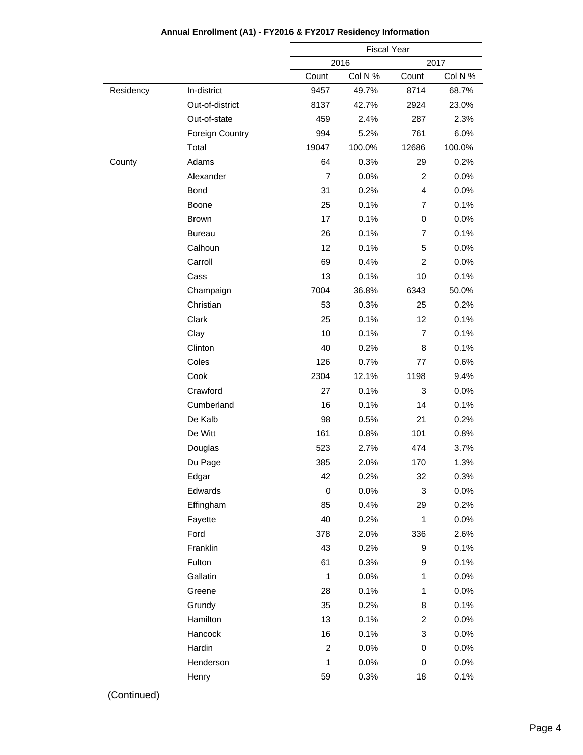**Annual Enrollment (A1) - FY2016 & FY2017 Residency Information**

| | | Fiscal Year | | | |
|---|---|---|---|---|---|
| | | 2016 | | 2017 | |
| | | Count | Col N % | Count | Col N % |
| Residency | In-district | 9457 | 49.7% | 8714 | 68.7% |
| | Out-of-district | 8137 | 42.7% | 2924 | 23.0% |
| | Out-of-state | 459 | 2.4% | 287 | 2.3% |
| | Foreign Country | 994 | 5.2% | 761 | 6.0% |
| | Total | 19047 | 100.0% | 12686 | 100.0% |
| County | Adams | 64 | 0.3% | 29 | 0.2% |
| | Alexander | 7 | 0.0% | 2 | 0.0% |
| | Bond | 31 | 0.2% | 4 | 0.0% |
| | Boone | 25 | 0.1% | 7 | 0.1% |
| | Brown | 17 | 0.1% | 0 | 0.0% |
| | Bureau | 26 | 0.1% | 7 | 0.1% |
| | Calhoun | 12 | 0.1% | 5 | 0.0% |
| | Carroll | 69 | 0.4% | 2 | 0.0% |
| | Cass | 13 | 0.1% | 10 | 0.1% |
| | Champaign | 7004 | 36.8% | 6343 | 50.0% |
| | Christian | 53 | 0.3% | 25 | 0.2% |
| | Clark | 25 | 0.1% | 12 | 0.1% |
| | Clay | 10 | 0.1% | 7 | 0.1% |
| | Clinton | 40 | 0.2% | 8 | 0.1% |
| | Coles | 126 | 0.7% | 77 | 0.6% |
| | Cook | 2304 | 12.1% | 1198 | 9.4% |
| | Crawford | 27 | 0.1% | 3 | 0.0% |
| | Cumberland | 16 | 0.1% | 14 | 0.1% |
| | De Kalb | 98 | 0.5% | 21 | 0.2% |
| | De Witt | 161 | 0.8% | 101 | 0.8% |
| | Douglas | 523 | 2.7% | 474 | 3.7% |
| | Du Page | 385 | 2.0% | 170 | 1.3% |
| | Edgar | 42 | 0.2% | 32 | 0.3% |
| | Edwards | 0 | 0.0% | 3 | 0.0% |
| | Effingham | 85 | 0.4% | 29 | 0.2% |
| | Fayette | 40 | 0.2% | 1 | 0.0% |
| | Ford | 378 | 2.0% | 336 | 2.6% |
| | Franklin | 43 | 0.2% | 9 | 0.1% |
| | Fulton | 61 | 0.3% | 9 | 0.1% |
| | Gallatin | 1 | 0.0% | 1 | 0.0% |
| | Greene | 28 | 0.1% | 1 | 0.0% |
| | Grundy | 35 | 0.2% | 8 | 0.1% |
| | Hamilton | 13 | 0.1% | 2 | 0.0% |
| | Hancock | 16 | 0.1% | 3 | 0.0% |
| | Hardin | 2 | 0.0% | 0 | 0.0% |
| | Henderson | 1 | 0.0% | 0 | 0.0% |
| | Henry | 59 | 0.3% | 18 | 0.1% |

(Continued)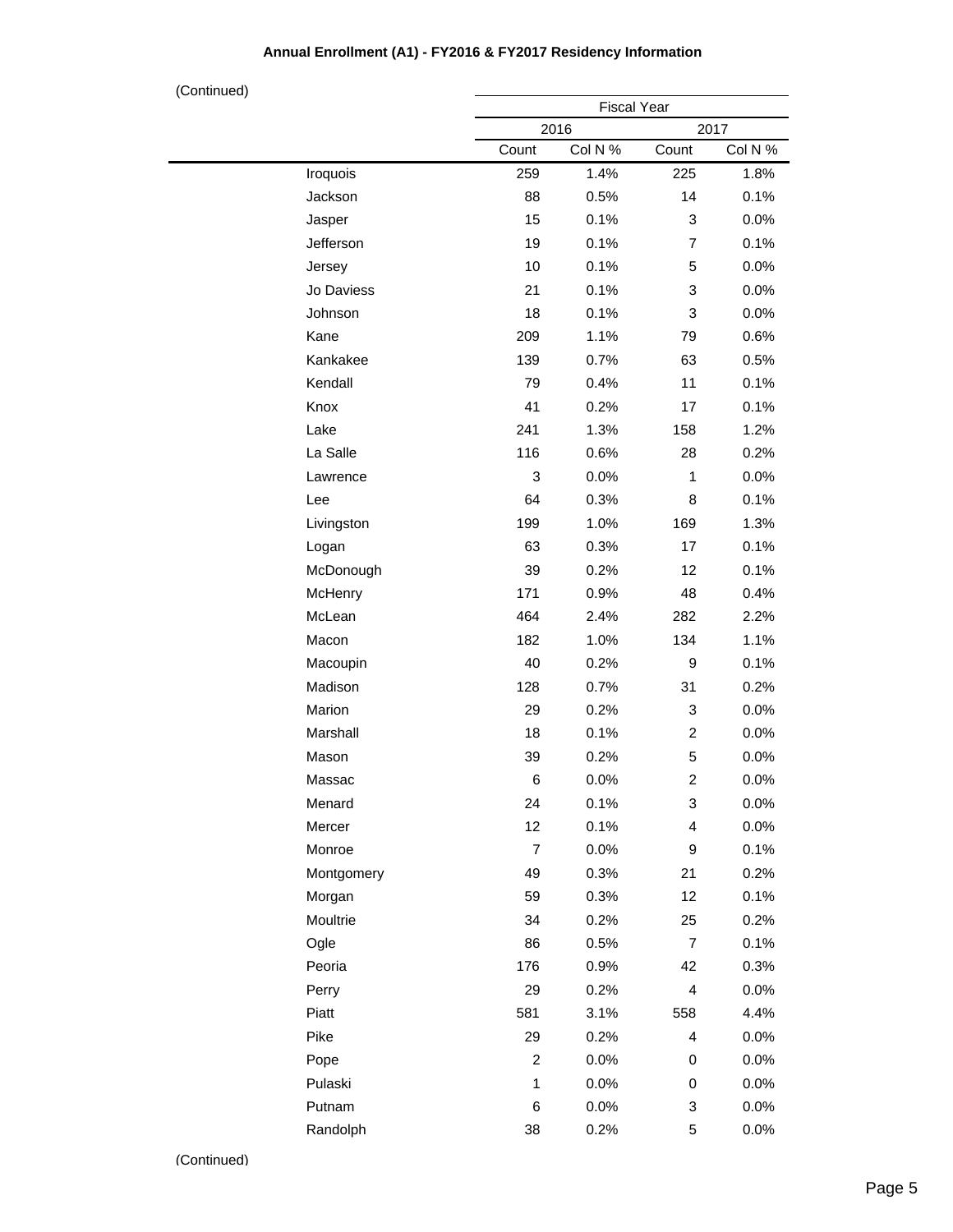**Annual Enrollment (A1) - FY2016 & FY2017 Residency Information**

(Continued)

| | Fiscal Year | | | |
|---|---|---|---|---|
| | 2016 | | 2017 | |
| | Count | Col N % | Count | Col N % |
| Iroquois | 259 | 1.4% | 225 | 1.8% |
| Jackson | 88 | 0.5% | 14 | 0.1% |
| Jasper | 15 | 0.1% | 3 | 0.0% |
| Jefferson | 19 | 0.1% | 7 | 0.1% |
| Jersey | 10 | 0.1% | 5 | 0.0% |
| Jo Daviess | 21 | 0.1% | 3 | 0.0% |
| Johnson | 18 | 0.1% | 3 | 0.0% |
| Kane | 209 | 1.1% | 79 | 0.6% |
| Kankakee | 139 | 0.7% | 63 | 0.5% |
| Kendall | 79 | 0.4% | 11 | 0.1% |
| Knox | 41 | 0.2% | 17 | 0.1% |
| Lake | 241 | 1.3% | 158 | 1.2% |
| La Salle | 116 | 0.6% | 28 | 0.2% |
| Lawrence | 3 | 0.0% | 1 | 0.0% |
| Lee | 64 | 0.3% | 8 | 0.1% |
| Livingston | 199 | 1.0% | 169 | 1.3% |
| Logan | 63 | 0.3% | 17 | 0.1% |
| McDonough | 39 | 0.2% | 12 | 0.1% |
| McHenry | 171 | 0.9% | 48 | 0.4% |
| McLean | 464 | 2.4% | 282 | 2.2% |
| Macon | 182 | 1.0% | 134 | 1.1% |
| Macoupin | 40 | 0.2% | 9 | 0.1% |
| Madison | 128 | 0.7% | 31 | 0.2% |
| Marion | 29 | 0.2% | 3 | 0.0% |
| Marshall | 18 | 0.1% | 2 | 0.0% |
| Mason | 39 | 0.2% | 5 | 0.0% |
| Massac | 6 | 0.0% | 2 | 0.0% |
| Menard | 24 | 0.1% | 3 | 0.0% |
| Mercer | 12 | 0.1% | 4 | 0.0% |
| Monroe | 7 | 0.0% | 9 | 0.1% |
| Montgomery | 49 | 0.3% | 21 | 0.2% |
| Morgan | 59 | 0.3% | 12 | 0.1% |
| Moultrie | 34 | 0.2% | 25 | 0.2% |
| Ogle | 86 | 0.5% | 7 | 0.1% |
| Peoria | 176 | 0.9% | 42 | 0.3% |
| Perry | 29 | 0.2% | 4 | 0.0% |
| Piatt | 581 | 3.1% | 558 | 4.4% |
| Pike | 29 | 0.2% | 4 | 0.0% |
| Pope | 2 | 0.0% | 0 | 0.0% |
| Pulaski | 1 | 0.0% | 0 | 0.0% |
| Putnam | 6 | 0.0% | 3 | 0.0% |
| Randolph | 38 | 0.2% | 5 | 0.0% |

(Continued)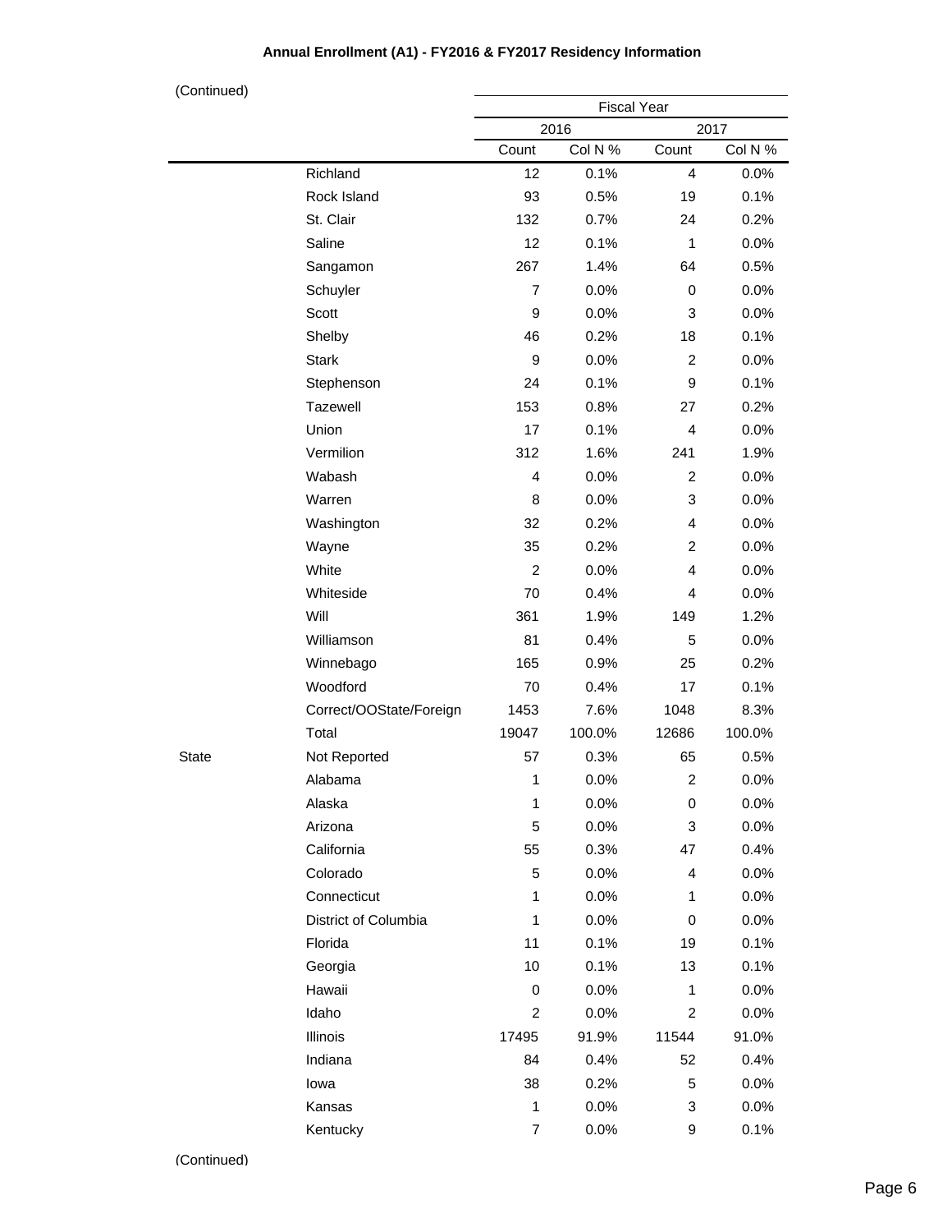**Annual Enrollment (A1) - FY2016 & FY2017 Residency Information**

(Continued)

| | | Fiscal Year | | | |
|---|---|---|---|---|---|
| | | 2016 | | 2017 | |
| | | Count | Col N % | Count | Col N % |
| | Richland | 12 | 0.1% | 4 | 0.0% |
| | Rock Island | 93 | 0.5% | 19 | 0.1% |
| | St. Clair | 132 | 0.7% | 24 | 0.2% |
| | Saline | 12 | 0.1% | 1 | 0.0% |
| | Sangamon | 267 | 1.4% | 64 | 0.5% |
| | Schuyler | 7 | 0.0% | 0 | 0.0% |
| | Scott | 9 | 0.0% | 3 | 0.0% |
| | Shelby | 46 | 0.2% | 18 | 0.1% |
| | Stark | 9 | 0.0% | 2 | 0.0% |
| | Stephenson | 24 | 0.1% | 9 | 0.1% |
| | Tazewell | 153 | 0.8% | 27 | 0.2% |
| | Union | 17 | 0.1% | 4 | 0.0% |
| | Vermilion | 312 | 1.6% | 241 | 1.9% |
| | Wabash | 4 | 0.0% | 2 | 0.0% |
| | Warren | 8 | 0.0% | 3 | 0.0% |
| | Washington | 32 | 0.2% | 4 | 0.0% |
| | Wayne | 35 | 0.2% | 2 | 0.0% |
| | White | 2 | 0.0% | 4 | 0.0% |
| | Whiteside | 70 | 0.4% | 4 | 0.0% |
| | Will | 361 | 1.9% | 149 | 1.2% |
| | Williamson | 81 | 0.4% | 5 | 0.0% |
| | Winnebago | 165 | 0.9% | 25 | 0.2% |
| | Woodford | 70 | 0.4% | 17 | 0.1% |
| | Correct/OOState/Foreign | 1453 | 7.6% | 1048 | 8.3% |
| | Total | 19047 | 100.0% | 12686 | 100.0% |
| State | Not Reported | 57 | 0.3% | 65 | 0.5% |
| | Alabama | 1 | 0.0% | 2 | 0.0% |
| | Alaska | 1 | 0.0% | 0 | 0.0% |
| | Arizona | 5 | 0.0% | 3 | 0.0% |
| | California | 55 | 0.3% | 47 | 0.4% |
| | Colorado | 5 | 0.0% | 4 | 0.0% |
| | Connecticut | 1 | 0.0% | 1 | 0.0% |
| | District of Columbia | 1 | 0.0% | 0 | 0.0% |
| | Florida | 11 | 0.1% | 19 | 0.1% |
| | Georgia | 10 | 0.1% | 13 | 0.1% |
| | Hawaii | 0 | 0.0% | 1 | 0.0% |
| | Idaho | 2 | 0.0% | 2 | 0.0% |
| | Illinois | 17495 | 91.9% | 11544 | 91.0% |
| | Indiana | 84 | 0.4% | 52 | 0.4% |
| | Iowa | 38 | 0.2% | 5 | 0.0% |
| | Kansas | 1 | 0.0% | 3 | 0.0% |
| | Kentucky | 7 | 0.0% | 9 | 0.1% |

(Continued)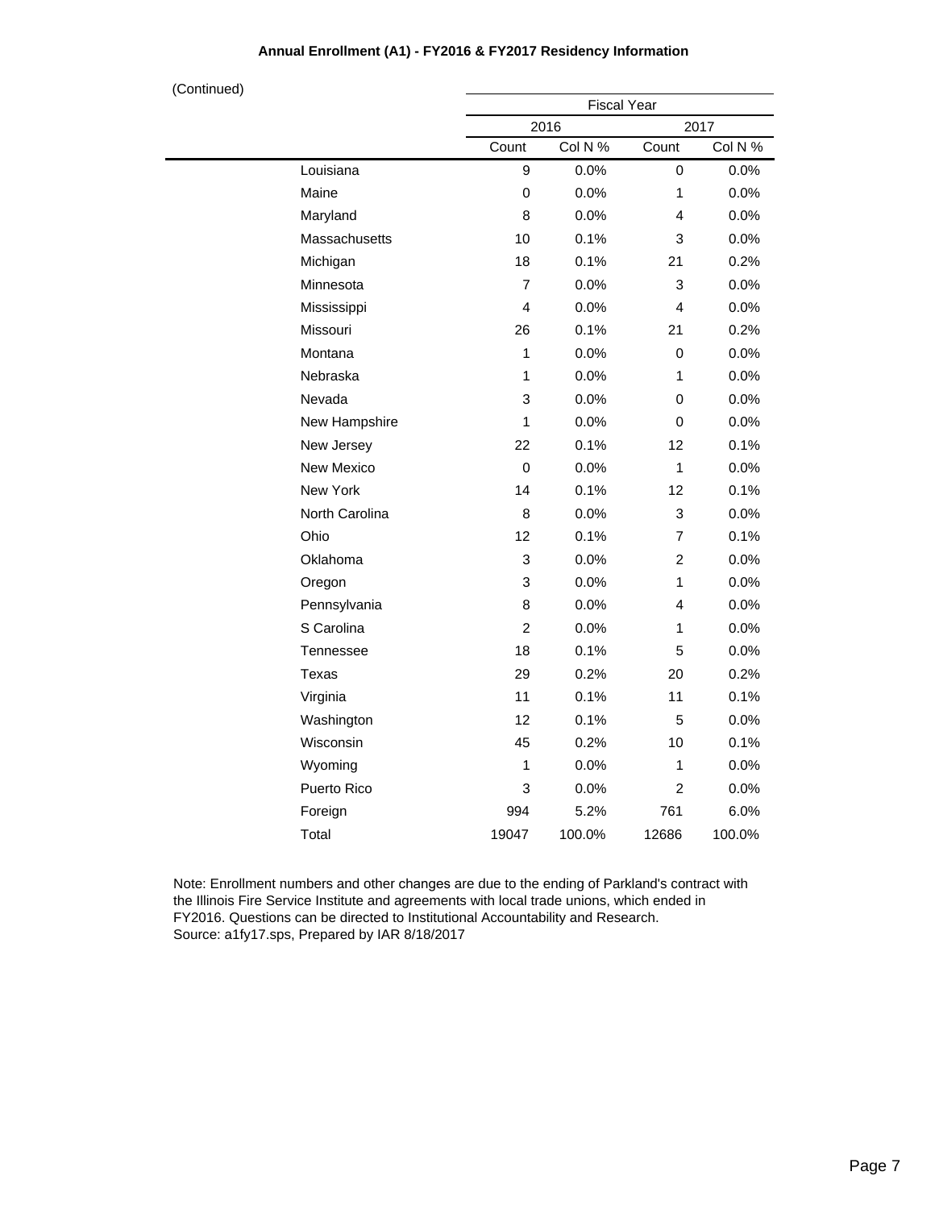**Annual Enrollment (A1) - FY2016 & FY2017 Residency Information**

(Continued)

| | Fiscal Year | | | |
|---|---|---|---|---|
| | 2016 | | 2017 | |
| | Count | Col N % | Count | Col N % |
| Louisiana | 9 | 0.0% | 0 | 0.0% |
| Maine | 0 | 0.0% | 1 | 0.0% |
| Maryland | 8 | 0.0% | 4 | 0.0% |
| Massachusetts | 10 | 0.1% | 3 | 0.0% |
| Michigan | 18 | 0.1% | 21 | 0.2% |
| Minnesota | 7 | 0.0% | 3 | 0.0% |
| Mississippi | 4 | 0.0% | 4 | 0.0% |
| Missouri | 26 | 0.1% | 21 | 0.2% |
| Montana | 1 | 0.0% | 0 | 0.0% |
| Nebraska | 1 | 0.0% | 1 | 0.0% |
| Nevada | 3 | 0.0% | 0 | 0.0% |
| New Hampshire | 1 | 0.0% | 0 | 0.0% |
| New Jersey | 22 | 0.1% | 12 | 0.1% |
| New Mexico | 0 | 0.0% | 1 | 0.0% |
| New York | 14 | 0.1% | 12 | 0.1% |
| North Carolina | 8 | 0.0% | 3 | 0.0% |
| Ohio | 12 | 0.1% | 7 | 0.1% |
| Oklahoma | 3 | 0.0% | 2 | 0.0% |
| Oregon | 3 | 0.0% | 1 | 0.0% |
| Pennsylvania | 8 | 0.0% | 4 | 0.0% |
| S Carolina | 2 | 0.0% | 1 | 0.0% |
| Tennessee | 18 | 0.1% | 5 | 0.0% |
| Texas | 29 | 0.2% | 20 | 0.2% |
| Virginia | 11 | 0.1% | 11 | 0.1% |
| Washington | 12 | 0.1% | 5 | 0.0% |
| Wisconsin | 45 | 0.2% | 10 | 0.1% |
| Wyoming | 1 | 0.0% | 1 | 0.0% |
| Puerto Rico | 3 | 0.0% | 2 | 0.0% |
| Foreign | 994 | 5.2% | 761 | 6.0% |
| Total | 19047 | 100.0% | 12686 | 100.0% |

Note: Enrollment numbers and other changes are due to the ending of Parkland's contract with the Illinois Fire Service Institute and agreements with local trade unions, which ended in FY2016. Questions can be directed to Institutional Accountability and Research.
Source: a1fy17.sps, Prepared by IAR 8/18/2017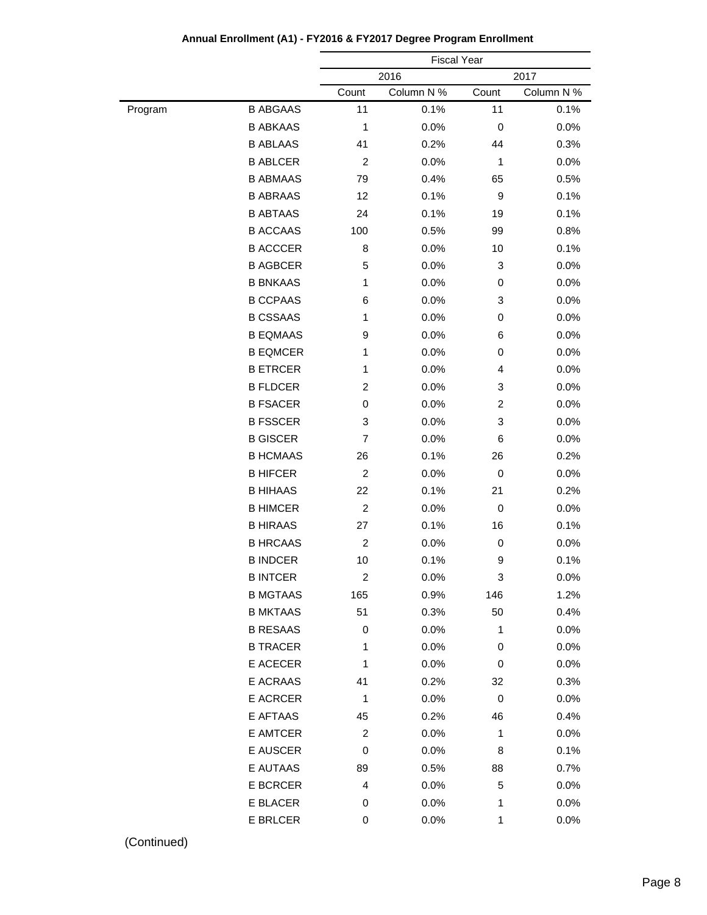**Annual Enrollment (A1) - FY2016 & FY2017 Degree Program Enrollment**

| | | Fiscal Year | | | |
|---|---|---|---|---|---|
| | | 2016 | | 2017 | |
| | | Count | Column N % | Count | Column N % |
| Program | B ABGAAS | 11 | 0.1% | 11 | 0.1% |
| | B ABKAAS | 1 | 0.0% | 0 | 0.0% |
| | B ABLAAS | 41 | 0.2% | 44 | 0.3% |
| | B ABLCER | 2 | 0.0% | 1 | 0.0% |
| | B ABMAAS | 79 | 0.4% | 65 | 0.5% |
| | B ABRAAS | 12 | 0.1% | 9 | 0.1% |
| | B ABTAAS | 24 | 0.1% | 19 | 0.1% |
| | B ACCAAS | 100 | 0.5% | 99 | 0.8% |
| | B ACCCER | 8 | 0.0% | 10 | 0.1% |
| | B AGBCER | 5 | 0.0% | 3 | 0.0% |
| | B BNKAAS | 1 | 0.0% | 0 | 0.0% |
| | B CCPAAS | 6 | 0.0% | 3 | 0.0% |
| | B CSSAAS | 1 | 0.0% | 0 | 0.0% |
| | B EQMAAS | 9 | 0.0% | 6 | 0.0% |
| | B EQMCER | 1 | 0.0% | 0 | 0.0% |
| | B ETRCER | 1 | 0.0% | 4 | 0.0% |
| | B FLDCER | 2 | 0.0% | 3 | 0.0% |
| | B FSACER | 0 | 0.0% | 2 | 0.0% |
| | B FSSCER | 3 | 0.0% | 3 | 0.0% |
| | B GISCER | 7 | 0.0% | 6 | 0.0% |
| | B HCMAAS | 26 | 0.1% | 26 | 0.2% |
| | B HIFCER | 2 | 0.0% | 0 | 0.0% |
| | B HIHAAS | 22 | 0.1% | 21 | 0.2% |
| | B HIMCER | 2 | 0.0% | 0 | 0.0% |
| | B HIRAAS | 27 | 0.1% | 16 | 0.1% |
| | B HRCAAS | 2 | 0.0% | 0 | 0.0% |
| | B INDCER | 10 | 0.1% | 9 | 0.1% |
| | B INTCER | 2 | 0.0% | 3 | 0.0% |
| | B MGTAAS | 165 | 0.9% | 146 | 1.2% |
| | B MKTAAS | 51 | 0.3% | 50 | 0.4% |
| | B RESAAS | 0 | 0.0% | 1 | 0.0% |
| | B TRACER | 1 | 0.0% | 0 | 0.0% |
| | E ACECER | 1 | 0.0% | 0 | 0.0% |
| | E ACRAAS | 41 | 0.2% | 32 | 0.3% |
| | E ACRCER | 1 | 0.0% | 0 | 0.0% |
| | E AFTAAS | 45 | 0.2% | 46 | 0.4% |
| | E AMTCER | 2 | 0.0% | 1 | 0.0% |
| | E AUSCER | 0 | 0.0% | 8 | 0.1% |
| | E AUTAAS | 89 | 0.5% | 88 | 0.7% |
| | E BCRCER | 4 | 0.0% | 5 | 0.0% |
| | E BLACER | 0 | 0.0% | 1 | 0.0% |
| | E BRLCER | 0 | 0.0% | 1 | 0.0% |

(Continued)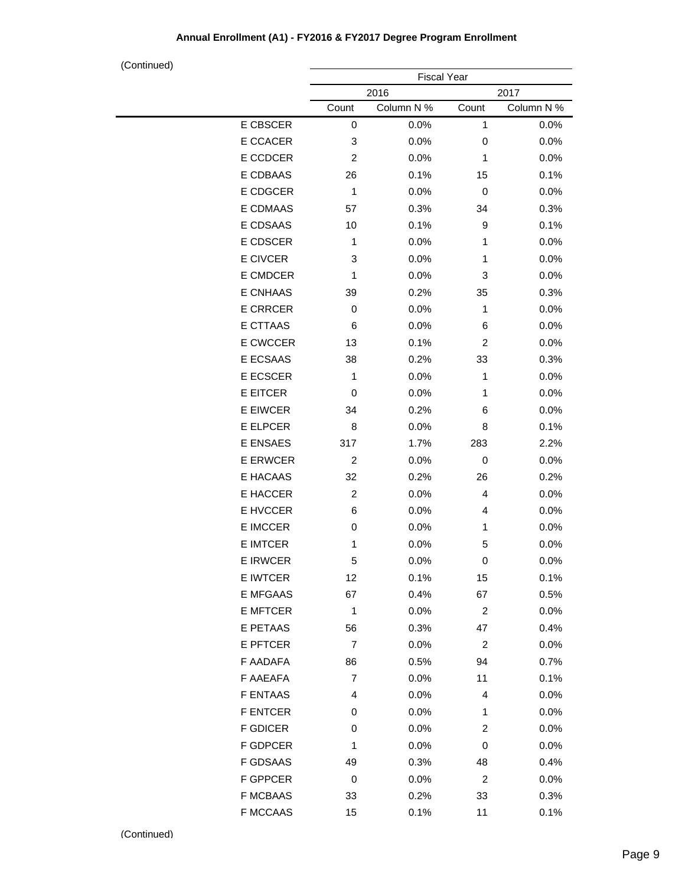**Annual Enrollment (A1) - FY2016 & FY2017 Degree Program Enrollment**

(Continued)

| | Fiscal Year | | | |
|---|---|---|---|---|
| | 2016 | | 2017 | |
| | Count | Column N % | Count | Column N % |
| E CBSCER | 0 | 0.0% | 1 | 0.0% |
| E CCACER | 3 | 0.0% | 0 | 0.0% |
| E CCDCER | 2 | 0.0% | 1 | 0.0% |
| E CDBAAS | 26 | 0.1% | 15 | 0.1% |
| E CDGCER | 1 | 0.0% | 0 | 0.0% |
| E CDMAAS | 57 | 0.3% | 34 | 0.3% |
| E CDSAAS | 10 | 0.1% | 9 | 0.1% |
| E CDSCER | 1 | 0.0% | 1 | 0.0% |
| E CIVCER | 3 | 0.0% | 1 | 0.0% |
| E CMDCER | 1 | 0.0% | 3 | 0.0% |
| E CNHAAS | 39 | 0.2% | 35 | 0.3% |
| E CRRCER | 0 | 0.0% | 1 | 0.0% |
| E CTTAAS | 6 | 0.0% | 6 | 0.0% |
| E CWCCER | 13 | 0.1% | 2 | 0.0% |
| E ECSAAS | 38 | 0.2% | 33 | 0.3% |
| E ECSCER | 1 | 0.0% | 1 | 0.0% |
| E EITCER | 0 | 0.0% | 1 | 0.0% |
| E EIWCER | 34 | 0.2% | 6 | 0.0% |
| E ELPCER | 8 | 0.0% | 8 | 0.1% |
| E ENSAES | 317 | 1.7% | 283 | 2.2% |
| E ERWCER | 2 | 0.0% | 0 | 0.0% |
| E HACAAS | 32 | 0.2% | 26 | 0.2% |
| E HACCER | 2 | 0.0% | 4 | 0.0% |
| E HVCCER | 6 | 0.0% | 4 | 0.0% |
| E IMCCER | 0 | 0.0% | 1 | 0.0% |
| E IMTCER | 1 | 0.0% | 5 | 0.0% |
| E IRWCER | 5 | 0.0% | 0 | 0.0% |
| E IWTCER | 12 | 0.1% | 15 | 0.1% |
| E MFGAAS | 67 | 0.4% | 67 | 0.5% |
| E MFTCER | 1 | 0.0% | 2 | 0.0% |
| E PETAAS | 56 | 0.3% | 47 | 0.4% |
| E PFTCER | 7 | 0.0% | 2 | 0.0% |
| F AADAFA | 86 | 0.5% | 94 | 0.7% |
| F AAEAFA | 7 | 0.0% | 11 | 0.1% |
| F ENTAAS | 4 | 0.0% | 4 | 0.0% |
| F ENTCER | 0 | 0.0% | 1 | 0.0% |
| F GDICER | 0 | 0.0% | 2 | 0.0% |
| F GDPCER | 1 | 0.0% | 0 | 0.0% |
| F GDSAAS | 49 | 0.3% | 48 | 0.4% |
| F GPPCER | 0 | 0.0% | 2 | 0.0% |
| F MCBAAS | 33 | 0.2% | 33 | 0.3% |
| F MCCAAS | 15 | 0.1% | 11 | 0.1% |

(Continued)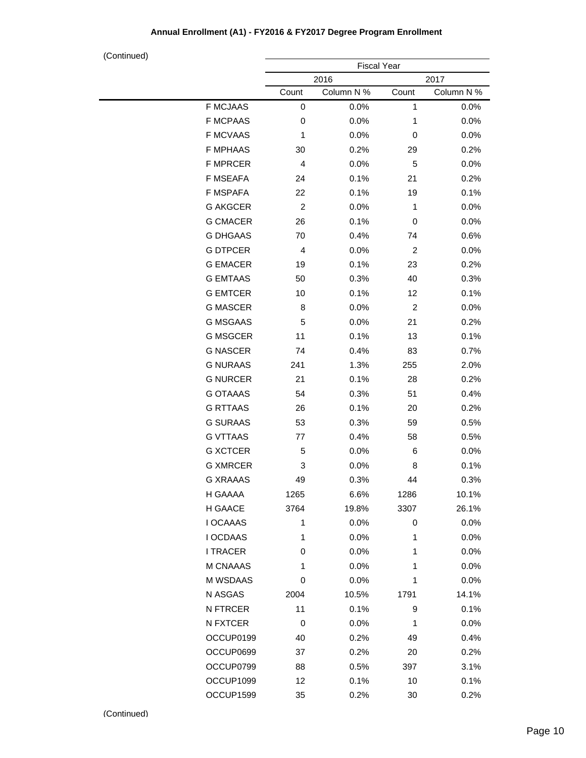**Annual Enrollment (A1) - FY2016 & FY2017 Degree Program Enrollment**

(Continued)

| | Fiscal Year | | | |
|---|---|---|---|---|
| | 2016 | | 2017 | |
| | Count | Column N % | Count | Column N % |
| F MCJAAS | 0 | 0.0% | 1 | 0.0% |
| F MCPAAS | 0 | 0.0% | 1 | 0.0% |
| F MCVAAS | 1 | 0.0% | 0 | 0.0% |
| F MPHAAS | 30 | 0.2% | 29 | 0.2% |
| F MPRCER | 4 | 0.0% | 5 | 0.0% |
| F MSEAFA | 24 | 0.1% | 21 | 0.2% |
| F MSPAFA | 22 | 0.1% | 19 | 0.1% |
| G AKGCER | 2 | 0.0% | 1 | 0.0% |
| G CMACER | 26 | 0.1% | 0 | 0.0% |
| G DHGAAS | 70 | 0.4% | 74 | 0.6% |
| G DTPCER | 4 | 0.0% | 2 | 0.0% |
| G EMACER | 19 | 0.1% | 23 | 0.2% |
| G EMTAAS | 50 | 0.3% | 40 | 0.3% |
| G EMTCER | 10 | 0.1% | 12 | 0.1% |
| G MASCER | 8 | 0.0% | 2 | 0.0% |
| G MSGAAS | 5 | 0.0% | 21 | 0.2% |
| G MSGCER | 11 | 0.1% | 13 | 0.1% |
| G NASCER | 74 | 0.4% | 83 | 0.7% |
| G NURAAS | 241 | 1.3% | 255 | 2.0% |
| G NURCER | 21 | 0.1% | 28 | 0.2% |
| G OTAAAS | 54 | 0.3% | 51 | 0.4% |
| G RTTAAS | 26 | 0.1% | 20 | 0.2% |
| G SURAAS | 53 | 0.3% | 59 | 0.5% |
| G VTTAAS | 77 | 0.4% | 58 | 0.5% |
| G XCTCER | 5 | 0.0% | 6 | 0.0% |
| G XMRCER | 3 | 0.0% | 8 | 0.1% |
| G XRAAAS | 49 | 0.3% | 44 | 0.3% |
| H GAAAA | 1265 | 6.6% | 1286 | 10.1% |
| H GAACE | 3764 | 19.8% | 3307 | 26.1% |
| I OCAAAS | 1 | 0.0% | 0 | 0.0% |
| I OCDAAS | 1 | 0.0% | 1 | 0.0% |
| I TRACER | 0 | 0.0% | 1 | 0.0% |
| M CNAAAS | 1 | 0.0% | 1 | 0.0% |
| M WSDAAS | 0 | 0.0% | 1 | 0.0% |
| N ASGAS | 2004 | 10.5% | 1791 | 14.1% |
| N FTRCER | 11 | 0.1% | 9 | 0.1% |
| N FXTCER | 0 | 0.0% | 1 | 0.0% |
| OCCUP0199 | 40 | 0.2% | 49 | 0.4% |
| OCCUP0699 | 37 | 0.2% | 20 | 0.2% |
| OCCUP0799 | 88 | 0.5% | 397 | 3.1% |
| OCCUP1099 | 12 | 0.1% | 10 | 0.1% |
| OCCUP1599 | 35 | 0.2% | 30 | 0.2% |

(Continued)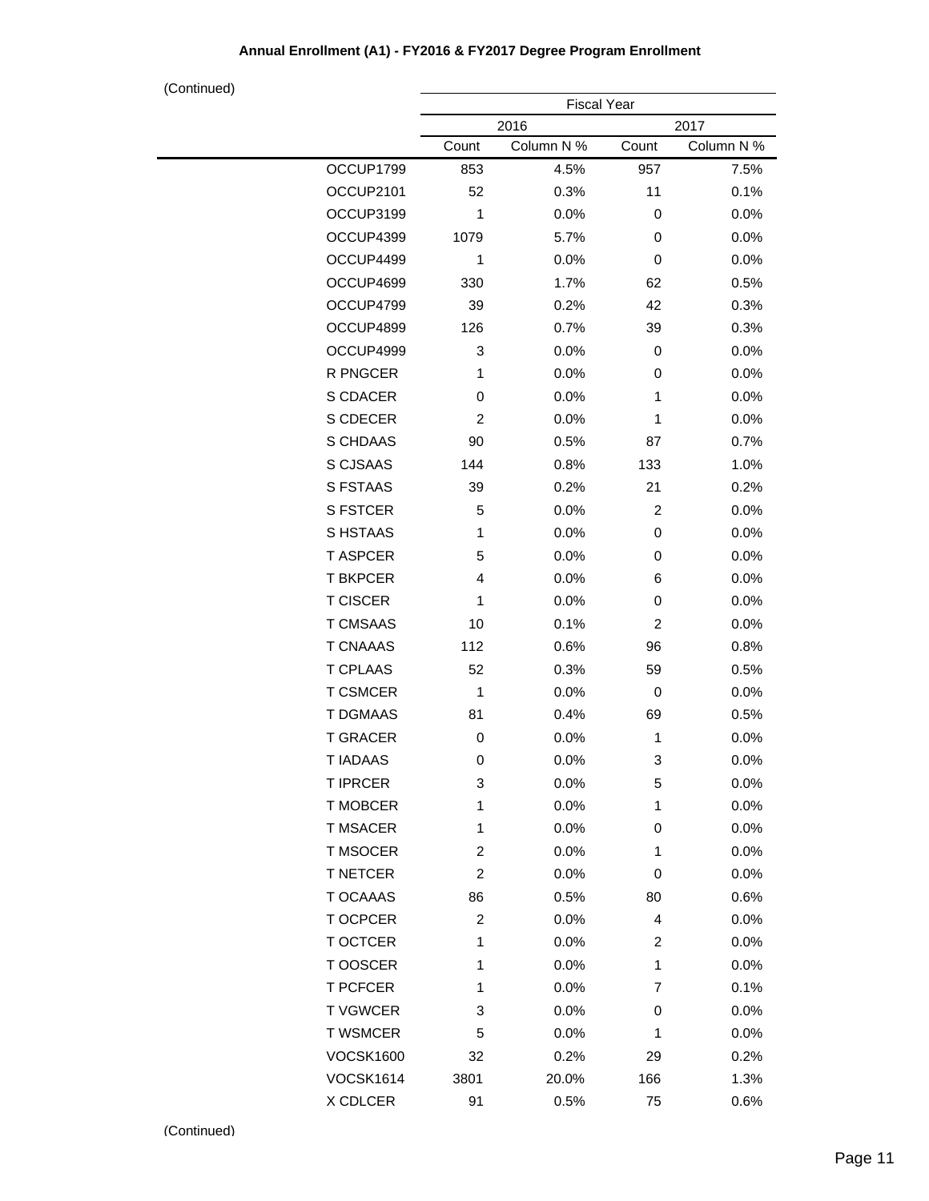**Annual Enrollment (A1) - FY2016 & FY2017 Degree Program Enrollment**

(Continued)

| | Fiscal Year | | | |
|---|---|---|---|---|
| | 2016 | | 2017 | |
| | Count | Column N % | Count | Column N % |
| OCCUP1799 | 853 | 4.5% | 957 | 7.5% |
| OCCUP2101 | 52 | 0.3% | 11 | 0.1% |
| OCCUP3199 | 1 | 0.0% | 0 | 0.0% |
| OCCUP4399 | 1079 | 5.7% | 0 | 0.0% |
| OCCUP4499 | 1 | 0.0% | 0 | 0.0% |
| OCCUP4699 | 330 | 1.7% | 62 | 0.5% |
| OCCUP4799 | 39 | 0.2% | 42 | 0.3% |
| OCCUP4899 | 126 | 0.7% | 39 | 0.3% |
| OCCUP4999 | 3 | 0.0% | 0 | 0.0% |
| R PNGCER | 1 | 0.0% | 0 | 0.0% |
| S CDACER | 0 | 0.0% | 1 | 0.0% |
| S CDECER | 2 | 0.0% | 1 | 0.0% |
| S CHDAAS | 90 | 0.5% | 87 | 0.7% |
| S CJSAAS | 144 | 0.8% | 133 | 1.0% |
| S FSTAAS | 39 | 0.2% | 21 | 0.2% |
| S FSTCER | 5 | 0.0% | 2 | 0.0% |
| S HSTAAS | 1 | 0.0% | 0 | 0.0% |
| T ASPCER | 5 | 0.0% | 0 | 0.0% |
| T BKPCER | 4 | 0.0% | 6 | 0.0% |
| T CISCER | 1 | 0.0% | 0 | 0.0% |
| T CMSAAS | 10 | 0.1% | 2 | 0.0% |
| T CNAAAS | 112 | 0.6% | 96 | 0.8% |
| T CPLAAS | 52 | 0.3% | 59 | 0.5% |
| T CSMCER | 1 | 0.0% | 0 | 0.0% |
| T DGMAAS | 81 | 0.4% | 69 | 0.5% |
| T GRACER | 0 | 0.0% | 1 | 0.0% |
| T IADAAS | 0 | 0.0% | 3 | 0.0% |
| T IPRCER | 3 | 0.0% | 5 | 0.0% |
| T MOBCER | 1 | 0.0% | 1 | 0.0% |
| T MSACER | 1 | 0.0% | 0 | 0.0% |
| T MSOCER | 2 | 0.0% | 1 | 0.0% |
| T NETCER | 2 | 0.0% | 0 | 0.0% |
| T OCAAAS | 86 | 0.5% | 80 | 0.6% |
| T OCPCER | 2 | 0.0% | 4 | 0.0% |
| T OCTCER | 1 | 0.0% | 2 | 0.0% |
| T OOSCER | 1 | 0.0% | 1 | 0.0% |
| T PCFCER | 1 | 0.0% | 7 | 0.1% |
| T VGWCER | 3 | 0.0% | 0 | 0.0% |
| T WSMCER | 5 | 0.0% | 1 | 0.0% |
| VOCSK1600 | 32 | 0.2% | 29 | 0.2% |
| VOCSK1614 | 3801 | 20.0% | 166 | 1.3% |
| X CDLCER | 91 | 0.5% | 75 | 0.6% |

(Continued)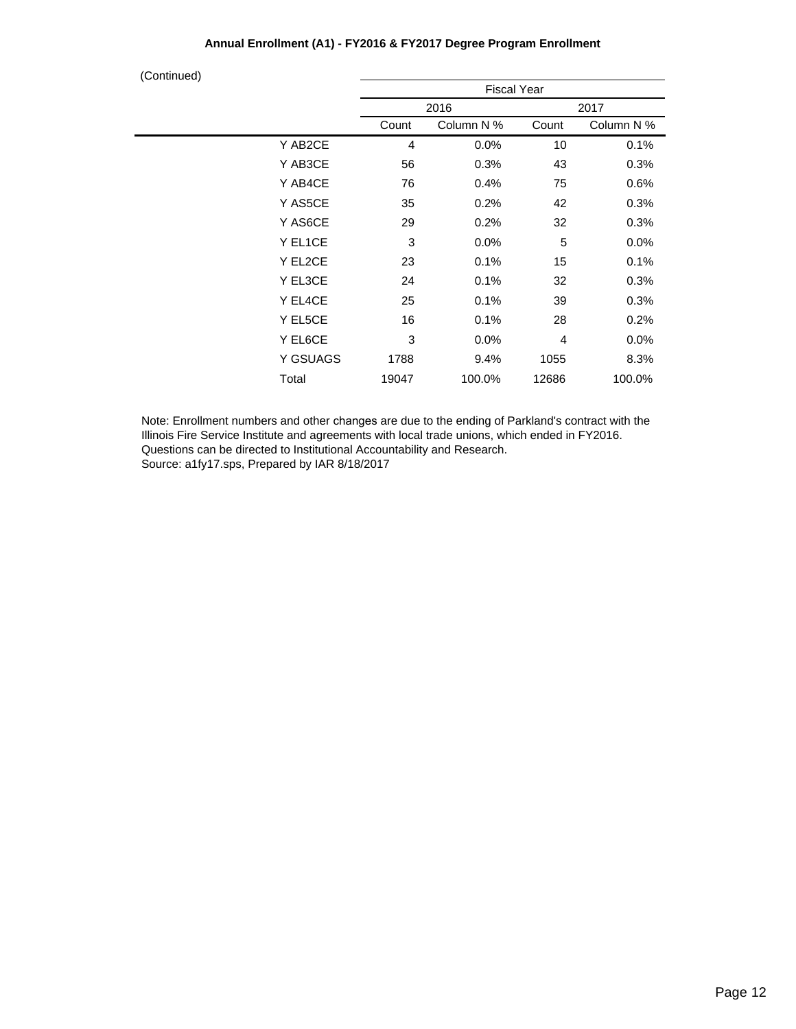**Annual Enrollment (A1) - FY2016 & FY2017 Degree Program Enrollment**

(Continued)

| | Fiscal Year | | | |
|---|---|---|---|---|
| | 2016 | | 2017 | |
| | Count | Column N % | Count | Column N % |
| Y AB2CE | 4 | 0.0% | 10 | 0.1% |
| Y AB3CE | 56 | 0.3% | 43 | 0.3% |
| Y AB4CE | 76 | 0.4% | 75 | 0.6% |
| Y AS5CE | 35 | 0.2% | 42 | 0.3% |
| Y AS6CE | 29 | 0.2% | 32 | 0.3% |
| Y EL1CE | 3 | 0.0% | 5 | 0.0% |
| Y EL2CE | 23 | 0.1% | 15 | 0.1% |
| Y EL3CE | 24 | 0.1% | 32 | 0.3% |
| Y EL4CE | 25 | 0.1% | 39 | 0.3% |
| Y EL5CE | 16 | 0.1% | 28 | 0.2% |
| Y EL6CE | 3 | 0.0% | 4 | 0.0% |
| Y GSUAGS | 1788 | 9.4% | 1055 | 8.3% |
| Total | 19047 | 100.0% | 12686 | 100.0% |

Note: Enrollment numbers and other changes are due to the ending of Parkland's contract with the Illinois Fire Service Institute and agreements with local trade unions, which ended in FY2016.
Questions can be directed to Institutional Accountability and Research.
Source: a1fy17.sps, Prepared by IAR 8/18/2017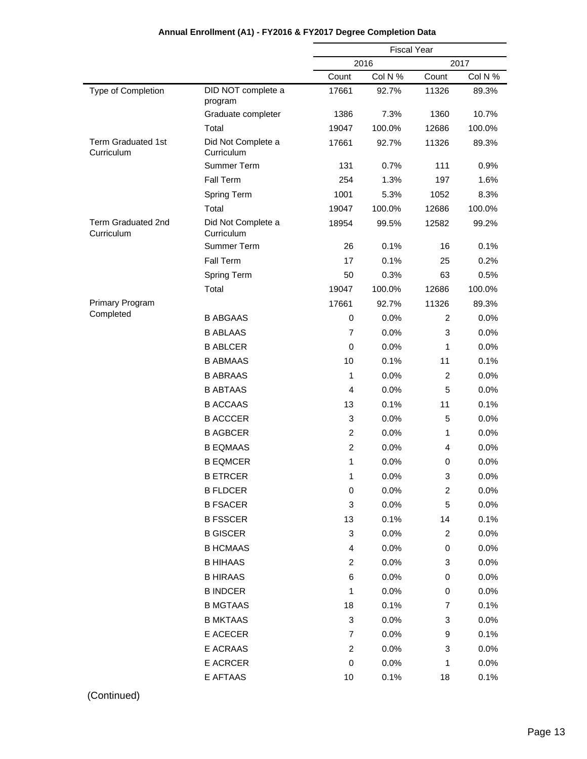**Annual Enrollment (A1) - FY2016 & FY2017 Degree Completion Data**

| | | Fiscal Year | | | |
|---|---|---|---|---|---|
| | | 2016 | | 2017 | |
| | | Count | Col N % | Count | Col N % |
| Type of Completion | DID NOT complete a program | 17661 | 92.7% | 11326 | 89.3% |
| | Graduate completer | 1386 | 7.3% | 1360 | 10.7% |
| | Total | 19047 | 100.0% | 12686 | 100.0% |
| Term Graduated 1st Curriculum | Did Not Complete a Curriculum | 17661 | 92.7% | 11326 | 89.3% |
| | Summer Term | 131 | 0.7% | 111 | 0.9% |
| | Fall Term | 254 | 1.3% | 197 | 1.6% |
| | Spring Term | 1001 | 5.3% | 1052 | 8.3% |
| | Total | 19047 | 100.0% | 12686 | 100.0% |
| Term Graduated 2nd Curriculum | Did Not Complete a Curriculum | 18954 | 99.5% | 12582 | 99.2% |
| | Summer Term | 26 | 0.1% | 16 | 0.1% |
| | Fall Term | 17 | 0.1% | 25 | 0.2% |
| | Spring Term | 50 | 0.3% | 63 | 0.5% |
| | Total | 19047 | 100.0% | 12686 | 100.0% |
| Primary Program Completed | | 17661 | 92.7% | 11326 | 89.3% |
| | B ABGAAS | 0 | 0.0% | 2 | 0.0% |
| | B ABLAAS | 7 | 0.0% | 3 | 0.0% |
| | B ABLCER | 0 | 0.0% | 1 | 0.0% |
| | B ABMAAS | 10 | 0.1% | 11 | 0.1% |
| | B ABRAAS | 1 | 0.0% | 2 | 0.0% |
| | B ABTAAS | 4 | 0.0% | 5 | 0.0% |
| | B ACCAAS | 13 | 0.1% | 11 | 0.1% |
| | B ACCCER | 3 | 0.0% | 5 | 0.0% |
| | B AGBCER | 2 | 0.0% | 1 | 0.0% |
| | B EQMAAS | 2 | 0.0% | 4 | 0.0% |
| | B EQMCER | 1 | 0.0% | 0 | 0.0% |
| | B ETRCER | 1 | 0.0% | 3 | 0.0% |
| | B FLDCER | 0 | 0.0% | 2 | 0.0% |
| | B FSACER | 3 | 0.0% | 5 | 0.0% |
| | B FSSCER | 13 | 0.1% | 14 | 0.1% |
| | B GISCER | 3 | 0.0% | 2 | 0.0% |
| | B HCMAAS | 4 | 0.0% | 0 | 0.0% |
| | B HIHAAS | 2 | 0.0% | 3 | 0.0% |
| | B HIRAAS | 6 | 0.0% | 0 | 0.0% |
| | B INDCER | 1 | 0.0% | 0 | 0.0% |
| | B MGTAAS | 18 | 0.1% | 7 | 0.1% |
| | B MKTAAS | 3 | 0.0% | 3 | 0.0% |
| | E ACECER | 7 | 0.0% | 9 | 0.1% |
| | E ACRAAS | 2 | 0.0% | 3 | 0.0% |
| | E ACRCER | 0 | 0.0% | 1 | 0.0% |
| | E AFTAAS | 10 | 0.1% | 18 | 0.1% |

(Continued)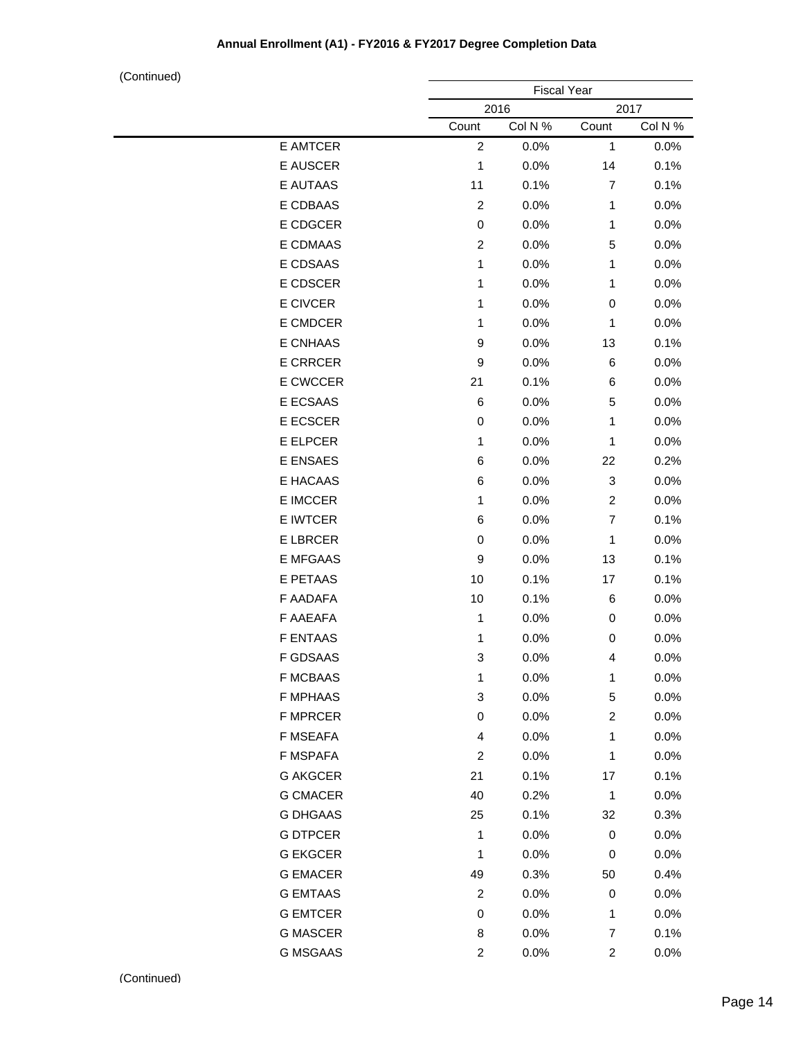**Annual Enrollment (A1) - FY2016 & FY2017 Degree Completion Data**

(Continued)

| | Fiscal Year | | | |
|---|---|---|---|---|
| | 2016 | | 2017 | |
| | Count | Col N % | Count | Col N % |
| E AMTCER | 2 | 0.0% | 1 | 0.0% |
| E AUSCER | 1 | 0.0% | 14 | 0.1% |
| E AUTAAS | 11 | 0.1% | 7 | 0.1% |
| E CDBAAS | 2 | 0.0% | 1 | 0.0% |
| E CDGCER | 0 | 0.0% | 1 | 0.0% |
| E CDMAAS | 2 | 0.0% | 5 | 0.0% |
| E CDSAAS | 1 | 0.0% | 1 | 0.0% |
| E CDSCER | 1 | 0.0% | 1 | 0.0% |
| E CIVCER | 1 | 0.0% | 0 | 0.0% |
| E CMDCER | 1 | 0.0% | 1 | 0.0% |
| E CNHAAS | 9 | 0.0% | 13 | 0.1% |
| E CRRCER | 9 | 0.0% | 6 | 0.0% |
| E CWCCER | 21 | 0.1% | 6 | 0.0% |
| E ECSAAS | 6 | 0.0% | 5 | 0.0% |
| E ECSCER | 0 | 0.0% | 1 | 0.0% |
| E ELPCER | 1 | 0.0% | 1 | 0.0% |
| E ENSAES | 6 | 0.0% | 22 | 0.2% |
| E HACAAS | 6 | 0.0% | 3 | 0.0% |
| E IMCCER | 1 | 0.0% | 2 | 0.0% |
| E IWTCER | 6 | 0.0% | 7 | 0.1% |
| E LBRCER | 0 | 0.0% | 1 | 0.0% |
| E MFGAAS | 9 | 0.0% | 13 | 0.1% |
| E PETAAS | 10 | 0.1% | 17 | 0.1% |
| F AADAFA | 10 | 0.1% | 6 | 0.0% |
| F AAEAFA | 1 | 0.0% | 0 | 0.0% |
| F ENTAAS | 1 | 0.0% | 0 | 0.0% |
| F GDSAAS | 3 | 0.0% | 4 | 0.0% |
| F MCBAAS | 1 | 0.0% | 1 | 0.0% |
| F MPHAAS | 3 | 0.0% | 5 | 0.0% |
| F MPRCER | 0 | 0.0% | 2 | 0.0% |
| F MSEAFA | 4 | 0.0% | 1 | 0.0% |
| F MSPAFA | 2 | 0.0% | 1 | 0.0% |
| G AKGCER | 21 | 0.1% | 17 | 0.1% |
| G CMACER | 40 | 0.2% | 1 | 0.0% |
| G DHGAAS | 25 | 0.1% | 32 | 0.3% |
| G DTPCER | 1 | 0.0% | 0 | 0.0% |
| G EKGCER | 1 | 0.0% | 0 | 0.0% |
| G EMACER | 49 | 0.3% | 50 | 0.4% |
| G EMTAAS | 2 | 0.0% | 0 | 0.0% |
| G EMTCER | 0 | 0.0% | 1 | 0.0% |
| G MASCER | 8 | 0.0% | 7 | 0.1% |
| G MSGAAS | 2 | 0.0% | 2 | 0.0% |

(Continued)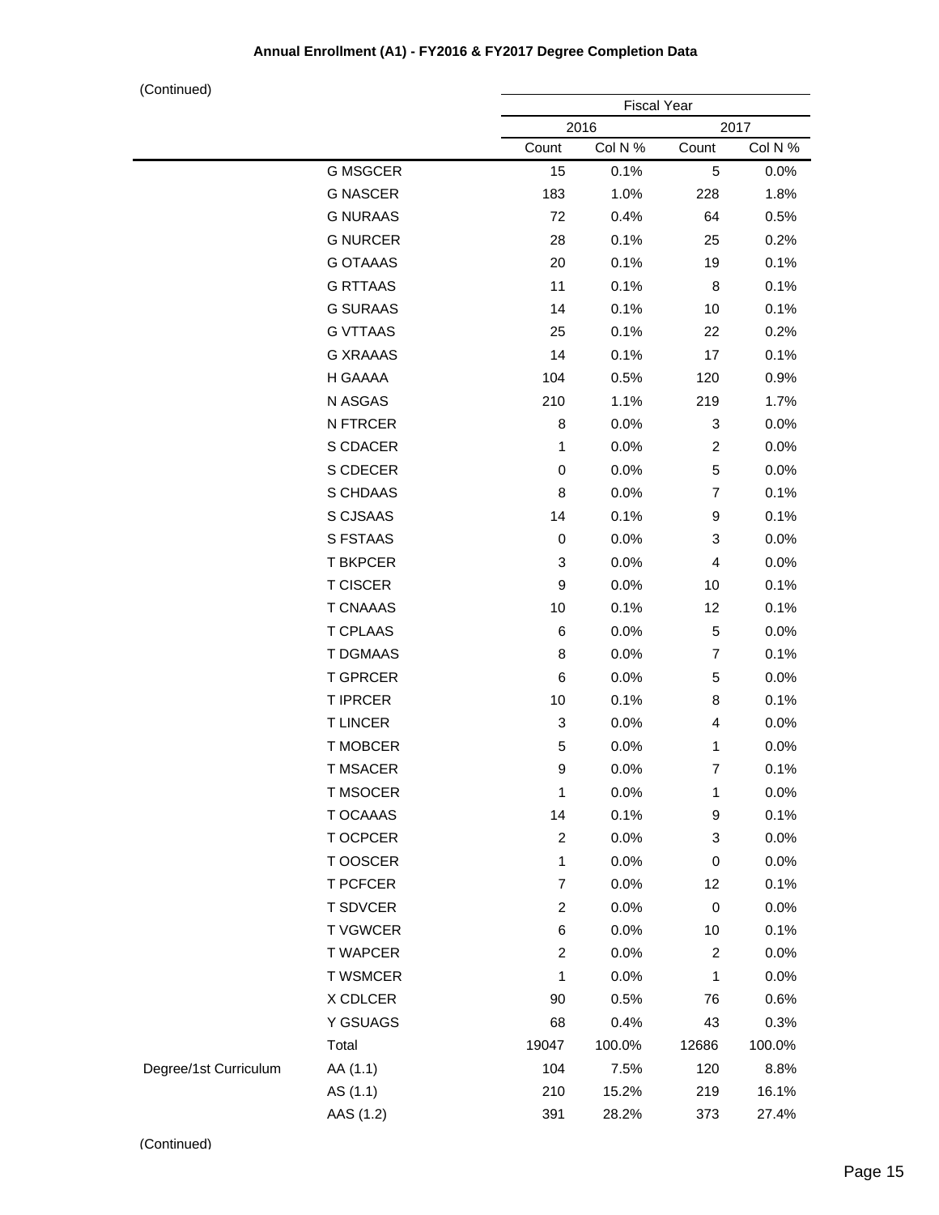**Annual Enrollment (A1) - FY2016 & FY2017 Degree Completion Data**

(Continued)

| | | Fiscal Year | | | |
|---|---|---|---|---|---|
| | | 2016 | | 2017 | |
| | | Count | Col N % | Count | Col N % |
| | G MSGCER | 15 | 0.1% | 5 | 0.0% |
| | G NASCER | 183 | 1.0% | 228 | 1.8% |
| | G NURAAS | 72 | 0.4% | 64 | 0.5% |
| | G NURCER | 28 | 0.1% | 25 | 0.2% |
| | G OTAAAS | 20 | 0.1% | 19 | 0.1% |
| | G RTTAAS | 11 | 0.1% | 8 | 0.1% |
| | G SURAAS | 14 | 0.1% | 10 | 0.1% |
| | G VTTAAS | 25 | 0.1% | 22 | 0.2% |
| | G XRAAAS | 14 | 0.1% | 17 | 0.1% |
| | H GAAAA | 104 | 0.5% | 120 | 0.9% |
| | N ASGAS | 210 | 1.1% | 219 | 1.7% |
| | N FTRCER | 8 | 0.0% | 3 | 0.0% |
| | S CDACER | 1 | 0.0% | 2 | 0.0% |
| | S CDECER | 0 | 0.0% | 5 | 0.0% |
| | S CHDAAS | 8 | 0.0% | 7 | 0.1% |
| | S CJSAAS | 14 | 0.1% | 9 | 0.1% |
| | S FSTAAS | 0 | 0.0% | 3 | 0.0% |
| | T BKPCER | 3 | 0.0% | 4 | 0.0% |
| | T CISCER | 9 | 0.0% | 10 | 0.1% |
| | T CNAAAS | 10 | 0.1% | 12 | 0.1% |
| | T CPLAAS | 6 | 0.0% | 5 | 0.0% |
| | T DGMAAS | 8 | 0.0% | 7 | 0.1% |
| | T GPRCER | 6 | 0.0% | 5 | 0.0% |
| | T IPRCER | 10 | 0.1% | 8 | 0.1% |
| | T LINCER | 3 | 0.0% | 4 | 0.0% |
| | T MOBCER | 5 | 0.0% | 1 | 0.0% |
| | T MSACER | 9 | 0.0% | 7 | 0.1% |
| | T MSOCER | 1 | 0.0% | 1 | 0.0% |
| | T OCAAAS | 14 | 0.1% | 9 | 0.1% |
| | T OCPCER | 2 | 0.0% | 3 | 0.0% |
| | T OOSCER | 1 | 0.0% | 0 | 0.0% |
| | T PCFCER | 7 | 0.0% | 12 | 0.1% |
| | T SDVCER | 2 | 0.0% | 0 | 0.0% |
| | T VGWCER | 6 | 0.0% | 10 | 0.1% |
| | T WAPCER | 2 | 0.0% | 2 | 0.0% |
| | T WSMCER | 1 | 0.0% | 1 | 0.0% |
| | X CDLCER | 90 | 0.5% | 76 | 0.6% |
| | Y GSUAGS | 68 | 0.4% | 43 | 0.3% |
| | Total | 19047 | 100.0% | 12686 | 100.0% |
| Degree/1st Curriculum | AA (1.1) | 104 | 7.5% | 120 | 8.8% |
| | AS (1.1) | 210 | 15.2% | 219 | 16.1% |
| | AAS (1.2) | 391 | 28.2% | 373 | 27.4% |

(Continued)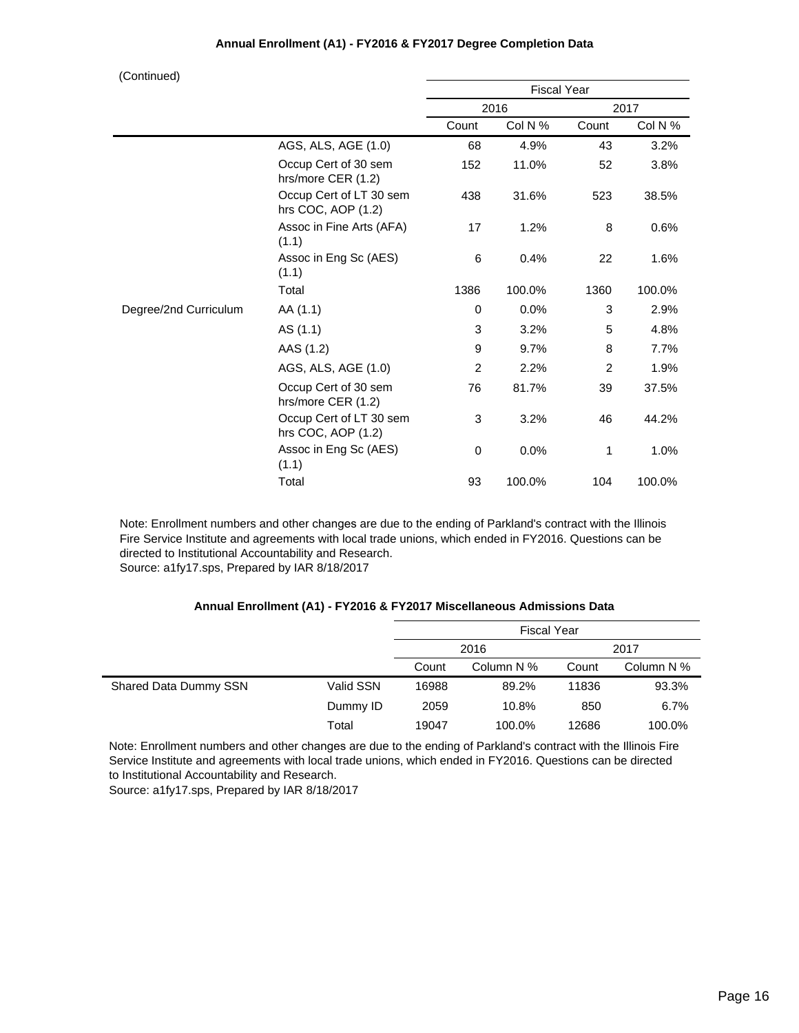### Annual Enrollment (A1) - FY2016 & FY2017 Degree Completion Data

(Continued)

| | | Fiscal Year | | | |
|---|---|---|---|---|---|
| | | 2016 | | 2017 | |
| | | Count | Col N % | Count | Col N % |
| | AGS, ALS, AGE (1.0) | 68 | 4.9% | 43 | 3.2% |
| | Occup Cert of 30 sem hrs/more CER (1.2) | 152 | 11.0% | 52 | 3.8% |
| | Occup Cert of LT 30 sem hrs COC, AOP (1.2) | 438 | 31.6% | 523 | 38.5% |
| | Assoc in Fine Arts (AFA) (1.1) | 17 | 1.2% | 8 | 0.6% |
| | Assoc in Eng Sc (AES) (1.1) | 6 | 0.4% | 22 | 1.6% |
| | Total | 1386 | 100.0% | 1360 | 100.0% |
| Degree/2nd Curriculum | AA (1.1) | 0 | 0.0% | 3 | 2.9% |
| | AS (1.1) | 3 | 3.2% | 5 | 4.8% |
| | AAS (1.2) | 9 | 9.7% | 8 | 7.7% |
| | AGS, ALS, AGE (1.0) | 2 | 2.2% | 2 | 1.9% |
| | Occup Cert of 30 sem hrs/more CER (1.2) | 76 | 81.7% | 39 | 37.5% |
| | Occup Cert of LT 30 sem hrs COC, AOP (1.2) | 3 | 3.2% | 46 | 44.2% |
| | Assoc in Eng Sc (AES) (1.1) | 0 | 0.0% | 1 | 1.0% |
| | Total | 93 | 100.0% | 104 | 100.0% |

Note: Enrollment numbers and other changes are due to the ending of Parkland's contract with the Illinois Fire Service Institute and agreements with local trade unions, which ended in FY2016. Questions can be directed to Institutional Accountability and Research.
Source: a1fy17.sps, Prepared by IAR 8/18/2017

### Annual Enrollment (A1) - FY2016 & FY2017 Miscellaneous Admissions Data

| | | Fiscal Year | | | |
|---|---|---|---|---|---|
| | | 2016 | | 2017 | |
| | | Count | Column N % | Count | Column N % |
| Shared Data Dummy SSN | Valid SSN | 16988 | 89.2% | 11836 | 93.3% |
| | Dummy ID | 2059 | 10.8% | 850 | 6.7% |
| | Total | 19047 | 100.0% | 12686 | 100.0% |

Note: Enrollment numbers and other changes are due to the ending of Parkland's contract with the Illinois Fire Service Institute and agreements with local trade unions, which ended in FY2016. Questions can be directed to Institutional Accountability and Research.
Source: a1fy17.sps, Prepared by IAR 8/18/2017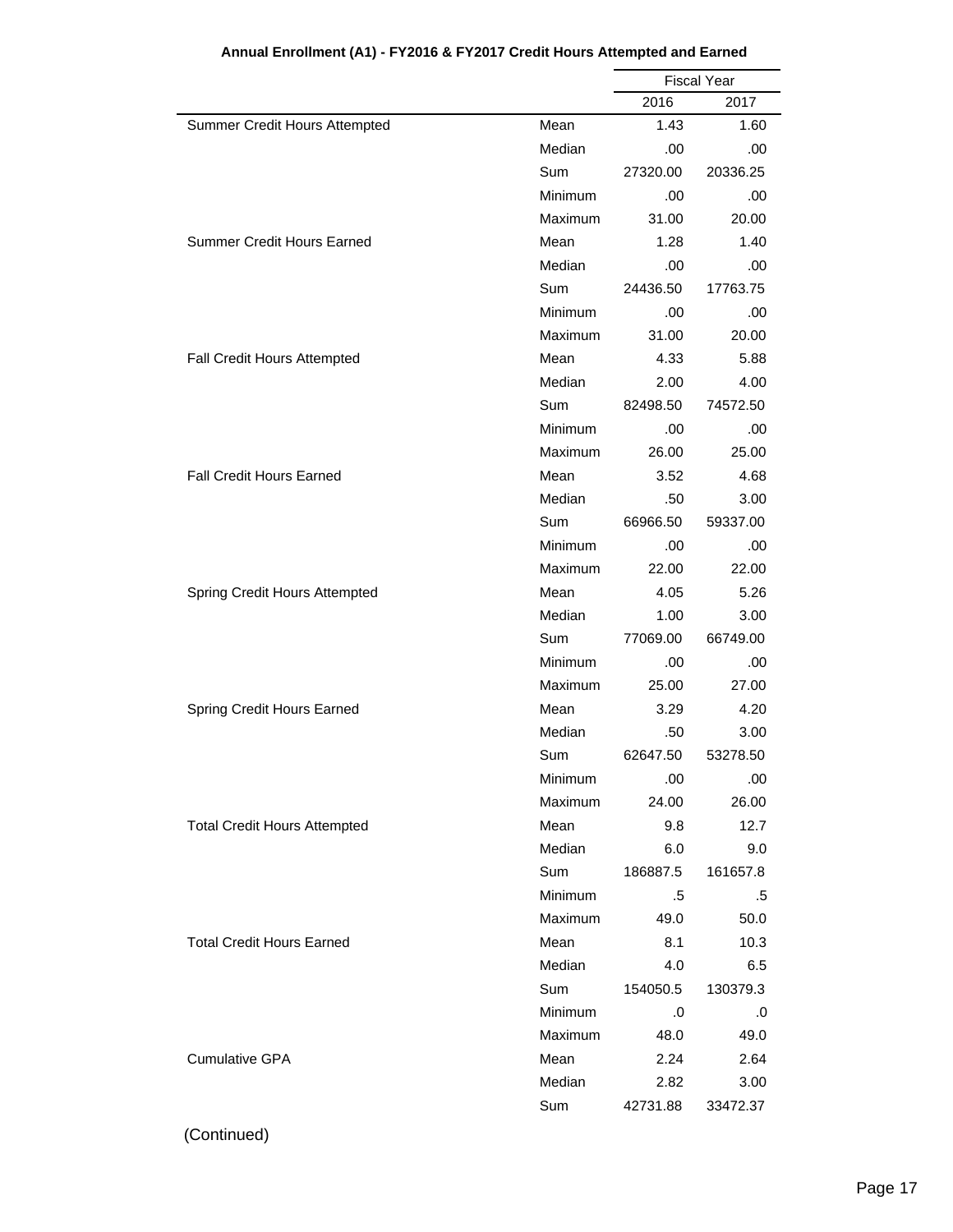**Annual Enrollment (A1) - FY2016 & FY2017 Credit Hours Attempted and Earned**

| | | Fiscal Year | |
|---|---|---|---|
| | | 2016 | 2017 |
| Summer Credit Hours Attempted | Mean | 1.43 | 1.60 |
| | Median | .00 | .00 |
| | Sum | 27320.00 | 20336.25 |
| | Minimum | .00 | .00 |
| | Maximum | 31.00 | 20.00 |
| Summer Credit Hours Earned | Mean | 1.28 | 1.40 |
| | Median | .00 | .00 |
| | Sum | 24436.50 | 17763.75 |
| | Minimum | .00 | .00 |
| | Maximum | 31.00 | 20.00 |
| Fall Credit Hours Attempted | Mean | 4.33 | 5.88 |
| | Median | 2.00 | 4.00 |
| | Sum | 82498.50 | 74572.50 |
| | Minimum | .00 | .00 |
| | Maximum | 26.00 | 25.00 |
| Fall Credit Hours Earned | Mean | 3.52 | 4.68 |
| | Median | .50 | 3.00 |
| | Sum | 66966.50 | 59337.00 |
| | Minimum | .00 | .00 |
| | Maximum | 22.00 | 22.00 |
| Spring Credit Hours Attempted | Mean | 4.05 | 5.26 |
| | Median | 1.00 | 3.00 |
| | Sum | 77069.00 | 66749.00 |
| | Minimum | .00 | .00 |
| | Maximum | 25.00 | 27.00 |
| Spring Credit Hours Earned | Mean | 3.29 | 4.20 |
| | Median | .50 | 3.00 |
| | Sum | 62647.50 | 53278.50 |
| | Minimum | .00 | .00 |
| | Maximum | 24.00 | 26.00 |
| Total Credit Hours Attempted | Mean | 9.8 | 12.7 |
| | Median | 6.0 | 9.0 |
| | Sum | 186887.5 | 161657.8 |
| | Minimum | .5 | .5 |
| | Maximum | 49.0 | 50.0 |
| Total Credit Hours Earned | Mean | 8.1 | 10.3 |
| | Median | 4.0 | 6.5 |
| | Sum | 154050.5 | 130379.3 |
| | Minimum | .0 | .0 |
| | Maximum | 48.0 | 49.0 |
| Cumulative GPA | Mean | 2.24 | 2.64 |
| | Median | 2.82 | 3.00 |
| | Sum | 42731.88 | 33472.37 |

(Continued)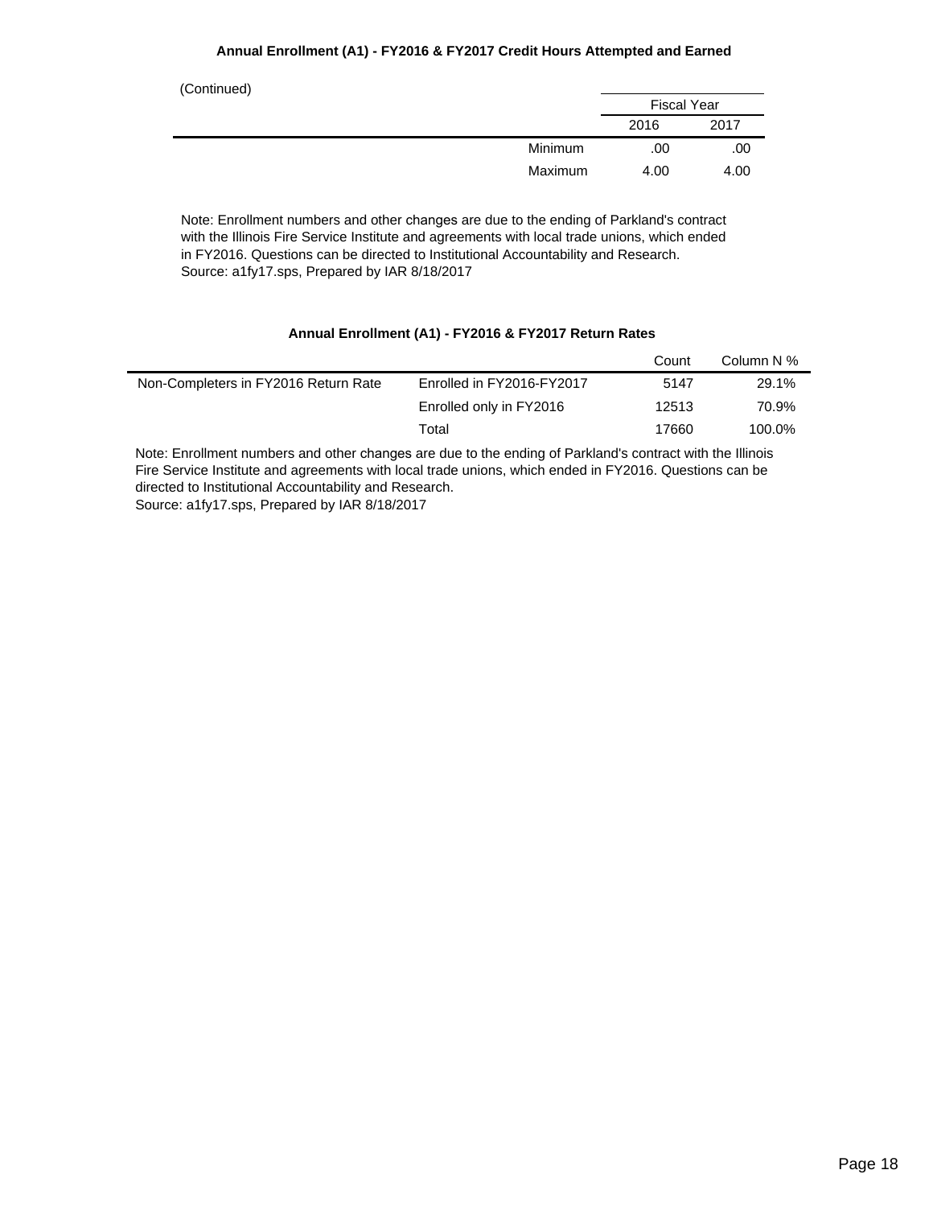**Annual Enrollment (A1) - FY2016 & FY2017 Credit Hours Attempted and Earned**

(Continued)

| | Fiscal Year | |
|---|---|---|
| | 2016 | 2017 |
| Minimum | .00 | .00 |
| Maximum | 4.00 | 4.00 |

Note: Enrollment numbers and other changes are due to the ending of Parkland's contract with the Illinois Fire Service Institute and agreements with local trade unions, which ended in FY2016. Questions can be directed to Institutional Accountability and Research.
Source: a1fy17.sps, Prepared by IAR 8/18/2017

**Annual Enrollment (A1) - FY2016 & FY2017 Return Rates**

| | | Count | Column N % |
|---|---|---|---|
| Non-Completers in FY2016 Return Rate | Enrolled in FY2016-FY2017 | 5147 | 29.1% |
| | Enrolled only in FY2016 | 12513 | 70.9% |
| | Total | 17660 | 100.0% |

Note: Enrollment numbers and other changes are due to the ending of Parkland's contract with the Illinois Fire Service Institute and agreements with local trade unions, which ended in FY2016. Questions can be directed to Institutional Accountability and Research.
Source: a1fy17.sps, Prepared by IAR 8/18/2017